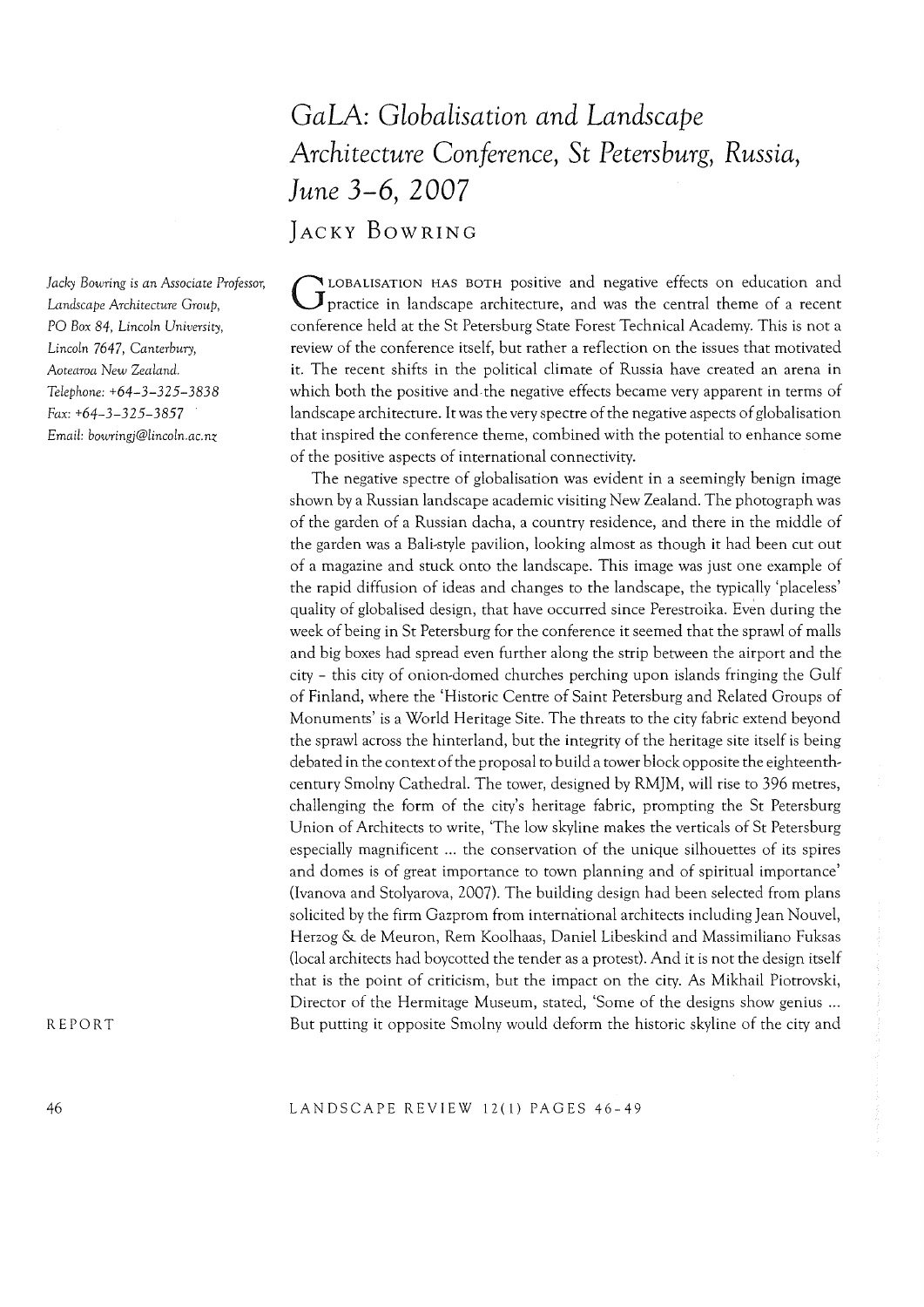# *GaLA: Globalisation and Landscape Architecture Conference, St Petersburg, Russia, June 3–6, 2007*

## Jacky Bowring

*Jacky Bowring is an Associate Professor, Landscape Architecture Group, PO Box 84, Lincoln University, Lincoln 7647, Canterbury, Aotearoa New Zealand.*
*Telephone: +64–3–325–3838*
*Fax: +64–3–325–3857*
*Email: bowringj@lincoln.ac.nz*

REPORT

GLOBALISATION HAS BOTH positive and negative effects on education and practice in landscape architecture, and was the central theme of a recent conference held at the St Petersburg State Forest Technical Academy. This is not a review of the conference itself, but rather a reflection on the issues that motivated it. The recent shifts in the political climate of Russia have created an arena in which both the positive and the negative effects became very apparent in terms of landscape architecture. It was the very spectre of the negative aspects of globalisation that inspired the conference theme, combined with the potential to enhance some of the positive aspects of international connectivity.

The negative spectre of globalisation was evident in a seemingly benign image shown by a Russian landscape academic visiting New Zealand. The photograph was of the garden of a Russian dacha, a country residence, and there in the middle of the garden was a Bali-style pavilion, looking almost as though it had been cut out of a magazine and stuck onto the landscape. This image was just one example of the rapid diffusion of ideas and changes to the landscape, the typically 'placeless' quality of globalised design, that have occurred since Perestroika. Even during the week of being in St Petersburg for the conference it seemed that the sprawl of malls and big boxes had spread even further along the strip between the airport and the city – this city of onion-domed churches perching upon islands fringing the Gulf of Finland, where the 'Historic Centre of Saint Petersburg and Related Groups of Monuments' is a World Heritage Site. The threats to the city fabric extend beyond the sprawl across the hinterland, but the integrity of the heritage site itself is being debated in the context of the proposal to build a tower block opposite the eighteenth-century Smolny Cathedral. The tower, designed by RMJM, will rise to 396 metres, challenging the form of the city's heritage fabric, prompting the St Petersburg Union of Architects to write, 'The low skyline makes the verticals of St Petersburg especially magnificent ... the conservation of the unique silhouettes of its spires and domes is of great importance to town planning and of spiritual importance' (Ivanova and Stolyarova, 2007). The building design had been selected from plans solicited by the firm Gazprom from international architects including Jean Nouvel, Herzog & de Meuron, Rem Koolhaas, Daniel Libeskind and Massimiliano Fuksas (local architects had boycotted the tender as a protest). And it is not the design itself that is the point of criticism, but the impact on the city. As Mikhail Piotrovski, Director of the Hermitage Museum, stated, 'Some of the designs show genius ... But putting it opposite Smolny would deform the historic skyline of the city and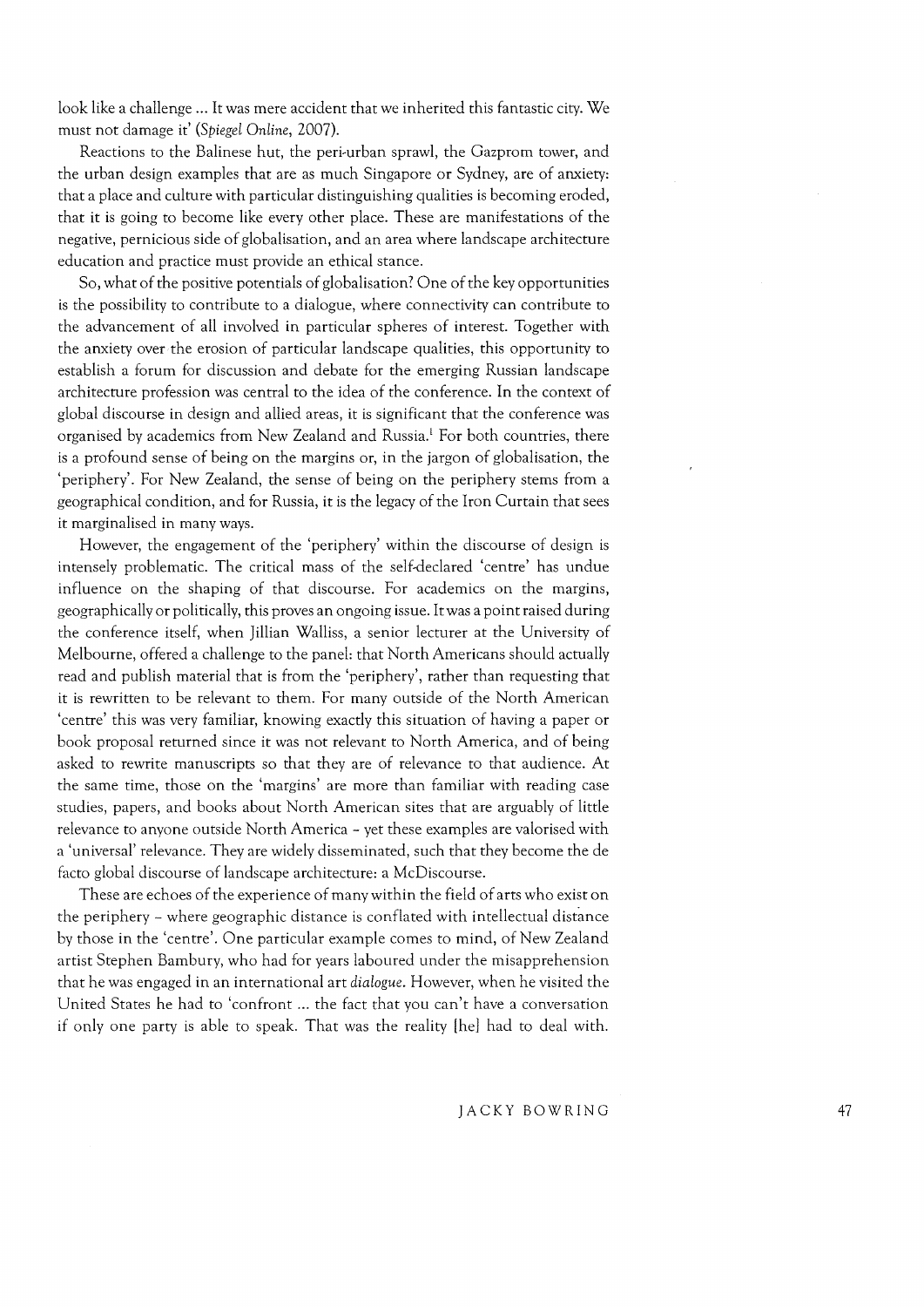look like a challenge ... It was mere accident that we inherited this fantastic city. We must not damage it' (*Spiegel Online*, 2007).

Reactions to the Balinese hut, the peri-urban sprawl, the Gazprom tower, and the urban design examples that are as much Singapore or Sydney, are of anxiety: that a place and culture with particular distinguishing qualities is becoming eroded, that it is going to become like every other place. These are manifestations of the negative, pernicious side of globalisation, and an area where landscape architecture education and practice must provide an ethical stance.

So, what of the positive potentials of globalisation? One of the key opportunities is the possibility to contribute to a dialogue, where connectivity can contribute to the advancement of all involved in particular spheres of interest. Together with the anxiety over the erosion of particular landscape qualities, this opportunity to establish a forum for discussion and debate for the emerging Russian landscape architecture profession was central to the idea of the conference. In the context of global discourse in design and allied areas, it is significant that the conference was organised by academics from New Zealand and Russia.[1] For both countries, there is a profound sense of being on the margins or, in the jargon of globalisation, the 'periphery'. For New Zealand, the sense of being on the periphery stems from a geographical condition, and for Russia, it is the legacy of the Iron Curtain that sees it marginalised in many ways.

However, the engagement of the 'periphery' within the discourse of design is intensely problematic. The critical mass of the self-declared 'centre' has undue influence on the shaping of that discourse. For academics on the margins, geographically or politically, this proves an ongoing issue. It was a point raised during the conference itself, when Jillian Walliss, a senior lecturer at the University of Melbourne, offered a challenge to the panel: that North Americans should actually read and publish material that is from the 'periphery', rather than requesting that it is rewritten to be relevant to them. For many outside of the North American 'centre' this was very familiar, knowing exactly this situation of having a paper or book proposal returned since it was not relevant to North America, and of being asked to rewrite manuscripts so that they are of relevance to that audience. At the same time, those on the 'margins' are more than familiar with reading case studies, papers, and books about North American sites that are arguably of little relevance to anyone outside North America – yet these examples are valorised with a 'universal' relevance. They are widely disseminated, such that they become the de facto global discourse of landscape architecture: a McDiscourse.

These are echoes of the experience of many within the field of arts who exist on the periphery – where geographic distance is conflated with intellectual distance by those in the 'centre'. One particular example comes to mind, of New Zealand artist Stephen Bambury, who had for years laboured under the misapprehension that he was engaged in an international art *dialogue*. However, when he visited the United States he had to 'confront ... the fact that you can't have a conversation if only one party is able to speak. That was the reality [he] had to deal with.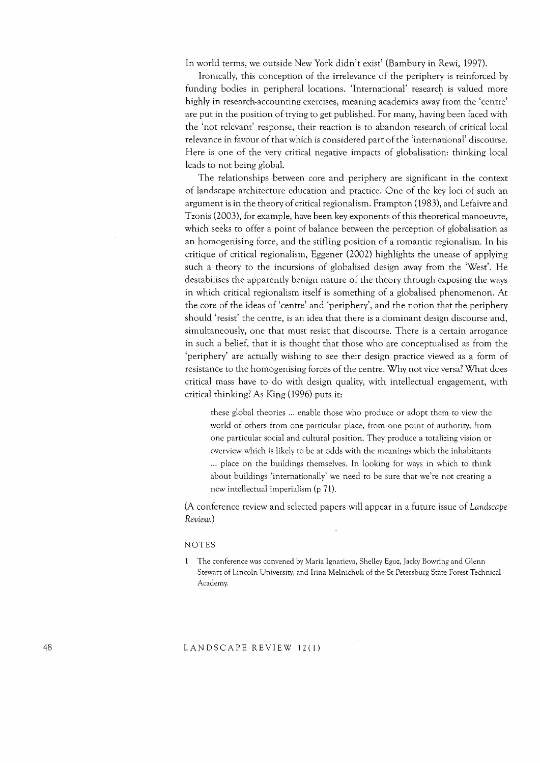In world terms, we outside New York didn't exist' (Bambury in Rewi, 1997).

Ironically, this conception of the irrelevance of the periphery is reinforced by funding bodies in peripheral locations. 'International' research is valued more highly in research-accounting exercises, meaning academics away from the 'centre' are put in the position of trying to get published. For many, having been faced with the 'not relevant' response, their reaction is to abandon research of critical local relevance in favour of that which is considered part of the 'international' discourse. Here is one of the very critical negative impacts of globalisation: thinking local leads to not being global.

The relationships between core and periphery are significant in the context of landscape architecture education and practice. One of the key loci of such an argument is in the theory of critical regionalism. Frampton (1983), and Lefaivre and Tzonis (2003), for example, have been key exponents of this theoretical manoeuvre, which seeks to offer a point of balance between the perception of globalisation as an homogenising force, and the stifling position of a romantic regionalism. In his critique of critical regionalism, Eggener (2002) highlights the unease of applying such a theory to the incursions of globalised design away from the 'West'. He destabilises the apparently benign nature of the theory through exposing the ways in which critical regionalism itself is something of a globalised phenomenon. At the core of the ideas of 'centre' and 'periphery', and the notion that the periphery should 'resist' the centre, is an idea that there is a dominant design discourse and, simultaneously, one that must resist that discourse. There is a certain arrogance in such a belief, that it is thought that those who are conceptualised as from the 'periphery' are actually wishing to see their design practice viewed as a form of resistance to the homogenising forces of the centre. Why not vice versa? What does critical mass have to do with design quality, with intellectual engagement, with critical thinking? As King (1996) puts it:

> these global theories ... enable those who produce or adopt them to view the world of others from one particular place, from one point of authority, from one particular social and cultural position. They produce a totalizing vision or overview which is likely to be at odds with the meanings which the inhabitants ... place on the buildings themselves. In looking for ways in which to think about buildings 'internationally' we need to be sure that we're not creating a new intellectual imperialism (p 71).

(A conference review and selected papers will appear in a future issue of *Landscape Review*.)

## NOTES

1 The conference was convened by Maria Ignatieva, Shelley Egoz, Jacky Bowring and Glenn Stewart of Lincoln University, and Irina Melnichuk of the St Petersburg State Forest Technical Academy.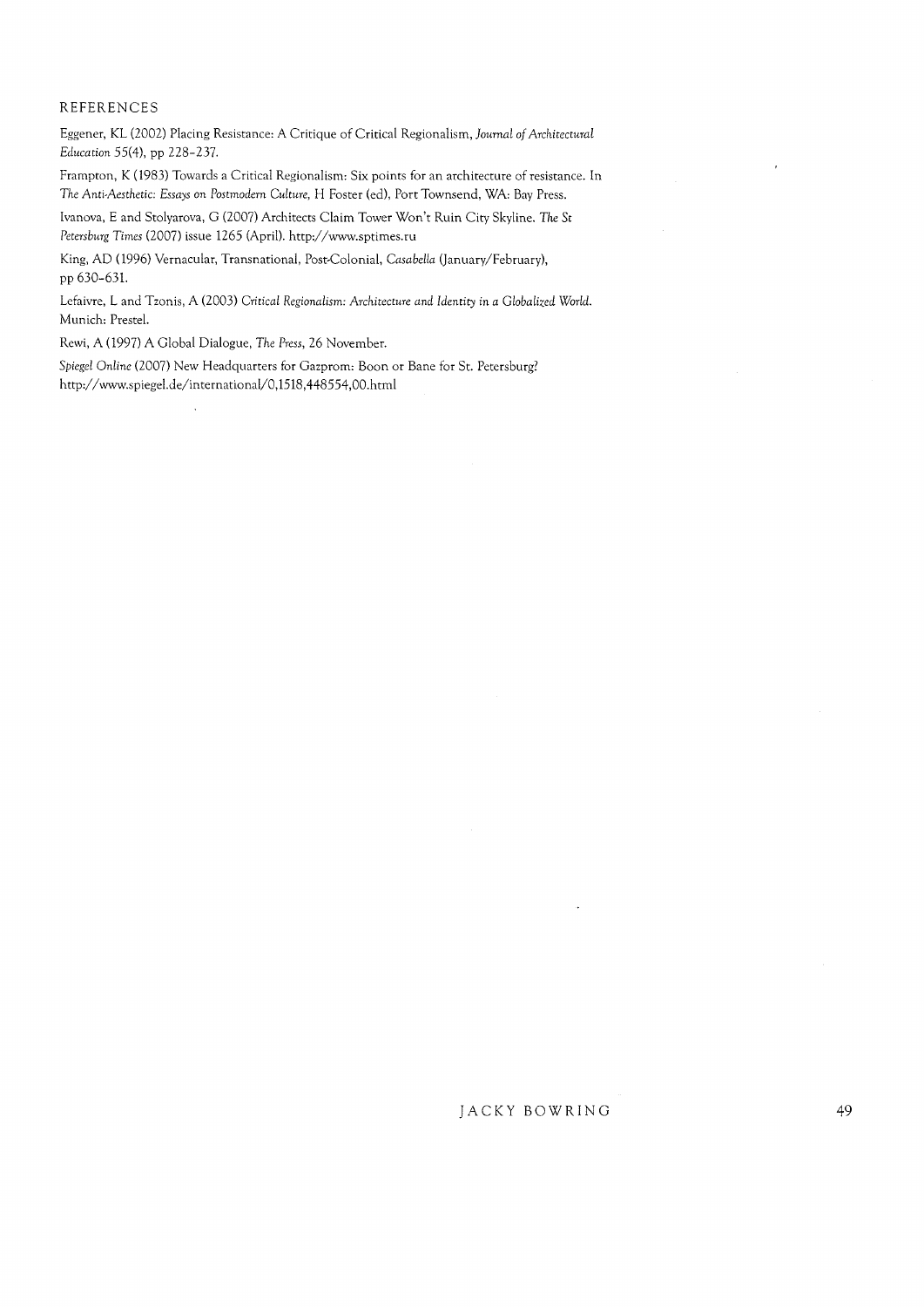## REFERENCES

Eggener, KL (2002) Placing Resistance: A Critique of Critical Regionalism, *Journal of Architectural Education* 55(4), pp 228–237.

Frampton, K (1983) Towards a Critical Regionalism: Six points for an architecture of resistance. In *The Anti-Aesthetic: Essays on Postmodern Culture*, H Foster (ed), Port Townsend, WA: Bay Press.

Ivanova, E and Stolyarova, G (2007) Architects Claim Tower Won't Ruin City Skyline. *The St Petersburg Times* (2007) issue 1265 (April). http://www.sptimes.ru

King, AD (1996) Vernacular, Transnational, Post-Colonial, *Casabella* (January/February), pp 630–631.

Lefaivre, L and Tzonis, A (2003) *Critical Regionalism: Architecture and Identity in a Globalized World*. Munich: Prestel.

Rewi, A (1997) A Global Dialogue, *The Press*, 26 November.

*Spiegel Online* (2007) New Headquarters for Gazprom: Boon or Bane for St. Petersburg? http://www.spiegel.de/international/0,1518,448554,00.html